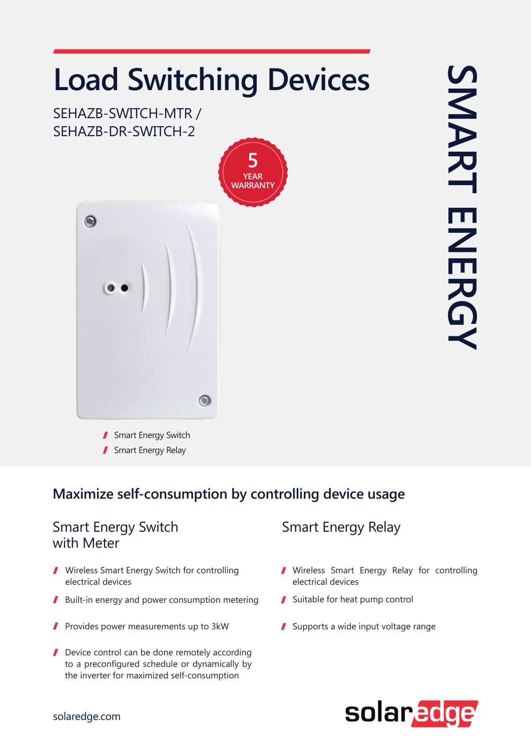# Load Switching Devices

SEHAZB-SWITCH-MTR /
SEHAZB-DR-SWITCH-2

5 YEAR WARRANTY

SMART ENERGY

- Smart Energy Switch
- Smart Energy Relay

## Maximize self-consumption by controlling device usage

### Smart Energy Switch with Meter

- Wireless Smart Energy Switch for controlling electrical devices
- Built-in energy and power consumption metering
- Provides power measurements up to 3kW
- Device control can be done remotely according to a preconfigured schedule or dynamically by the inverter for maximized self-consumption

### Smart Energy Relay

- Wireless Smart Energy Relay for controlling electrical devices
- Suitable for heat pump control
- Supports a wide input voltage range

solaredge.com

solaredge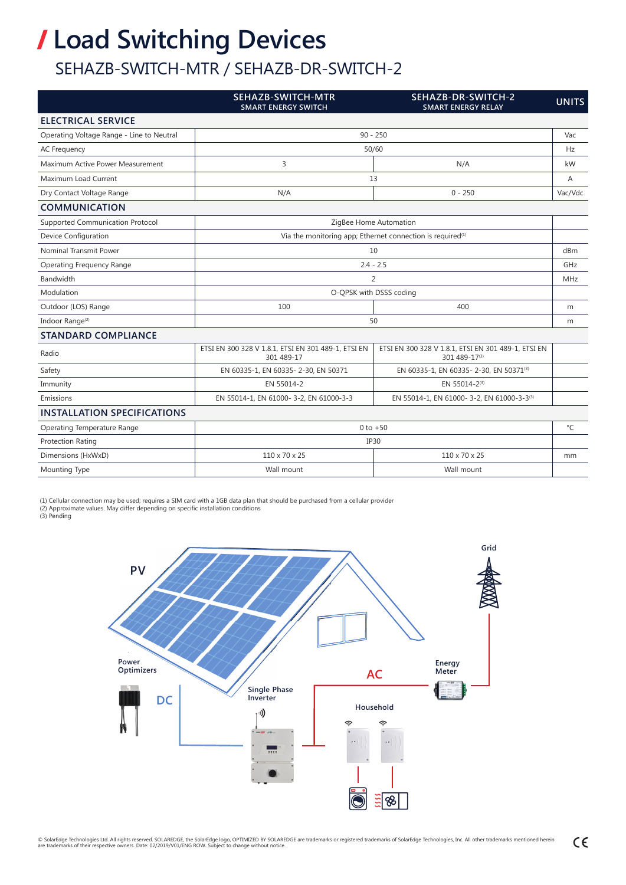# / Load Switching Devices

## SEHAZB-SWITCH-MTR / SEHAZB-DR-SWITCH-2

| | SEHAZB-SWITCH-MTR SMART ENERGY SWITCH | SEHAZB-DR-SWITCH-2 SMART ENERGY RELAY | UNITS |
|---|---|---|---|
| **ELECTRICAL SERVICE** | | | |
| Operating Voltage Range - Line to Neutral | 90 - 250 | | Vac |
| AC Frequency | 50/60 | | Hz |
| Maximum Active Power Measurement | 3 | N/A | kW |
| Maximum Load Current | 13 | | A |
| Dry Contact Voltage Range | N/A | 0 - 250 | Vac/Vdc |
| **COMMUNICATION** | | | |
| Supported Communication Protocol | ZigBee Home Automation | | |
| Device Configuration | Via the monitoring app; Ethernet connection is required[1] | | |
| Nominal Transmit Power | 10 | | dBm |
| Operating Frequency Range | 2.4 - 2.5 | | GHz |
| Bandwidth | 2 | | MHz |
| Modulation | O-QPSK with DSSS coding | | |
| Outdoor (LOS) Range | 100 | 400 | m |
| Indoor Range[2] | 50 | | m |
| **STANDARD COMPLIANCE** | | | |
| Radio | ETSI EN 300 328 V 1.8.1, ETSI EN 301 489-1, ETSI EN 301 489-17 | ETSI EN 300 328 V 1.8.1, ETSI EN 301 489-1, ETSI EN 301 489-17[3] | |
| Safety | EN 60335-1, EN 60335- 2-30, EN 50371 | EN 60335-1, EN 60335- 2-30, EN 50371[3] | |
| Immunity | EN 55014-2 | EN 55014-2[3] | |
| Emissions | EN 55014-1, EN 61000- 3-2, EN 61000-3-3 | EN 55014-1, EN 61000- 3-2, EN 61000-3-3[3] | |
| **INSTALLATION SPECIFICATIONS** | | | |
| Operating Temperature Range | 0 to +50 | | °C |
| Protection Rating | IP30 | | |
| Dimensions (HxWxD) | 110 x 70 x 25 | 110 x 70 x 25 | mm |
| Mounting Type | Wall mount | Wall mount | |

(1) Cellular connection may be used; requires a SIM card with a 1GB data plan that should be purchased from a cellular provider
(2) Approximate values. May differ depending on specific installation conditions
(3) Pending

PV

Grid

Power Optimizers

DC

Single Phase Inverter

AC

Energy Meter

Household

© SolarEdge Technologies Ltd. All rights reserved. SOLAREDGE, the SolarEdge logo, OPTIMIZED BY SOLAREDGE are trademarks or registered trademarks of SolarEdge Technologies, Inc. All other trademarks mentioned herein are trademarks of their respective owners. Date: 02/2019/V01/ENG ROW. Subject to change without notice.